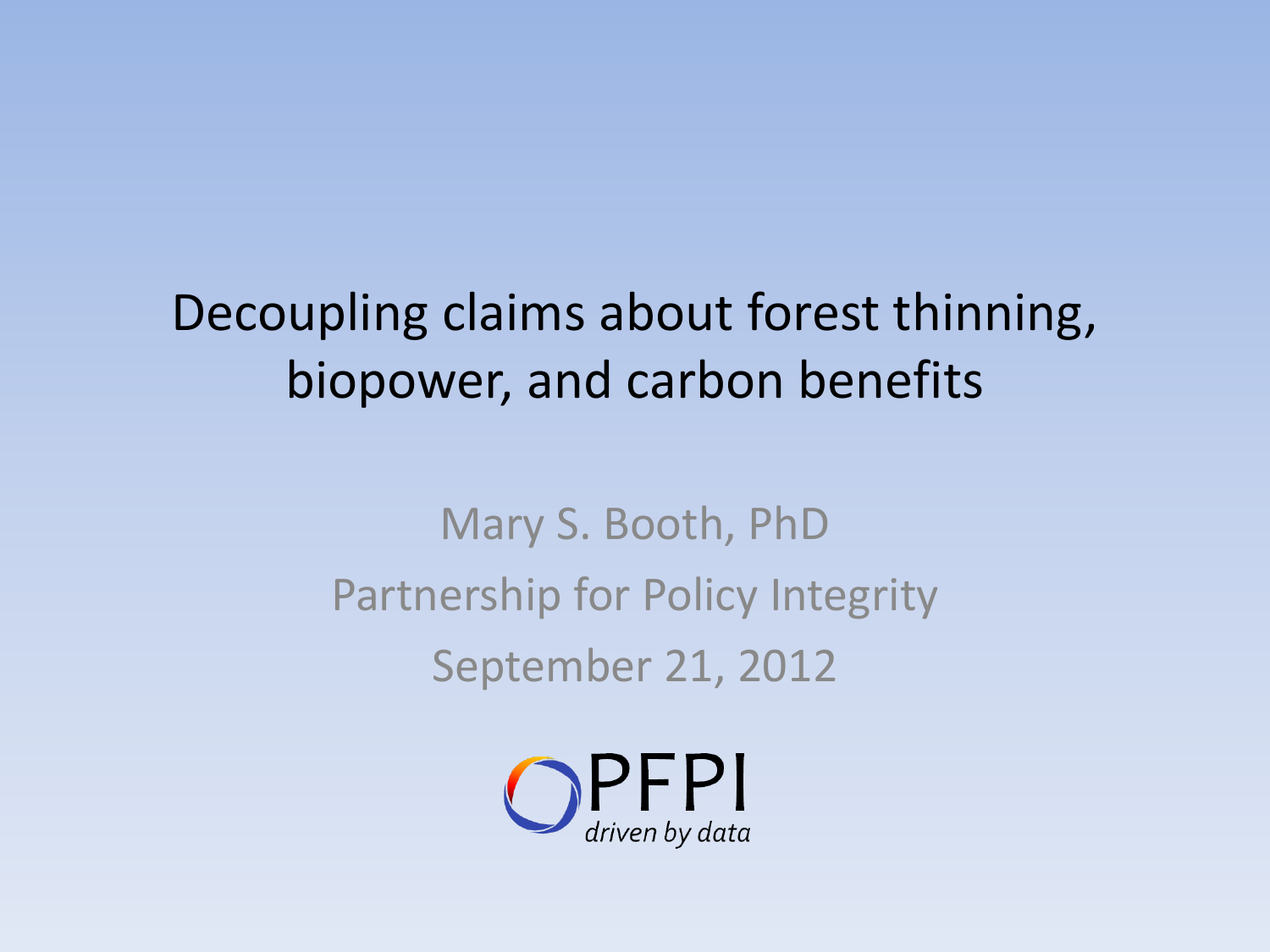# Decoupling claims about forest thinning, biopower, and carbon benefits

Mary S. Booth, PhD

Partnership for Policy Integrity

September 21, 2012

PFPI

*driven by data*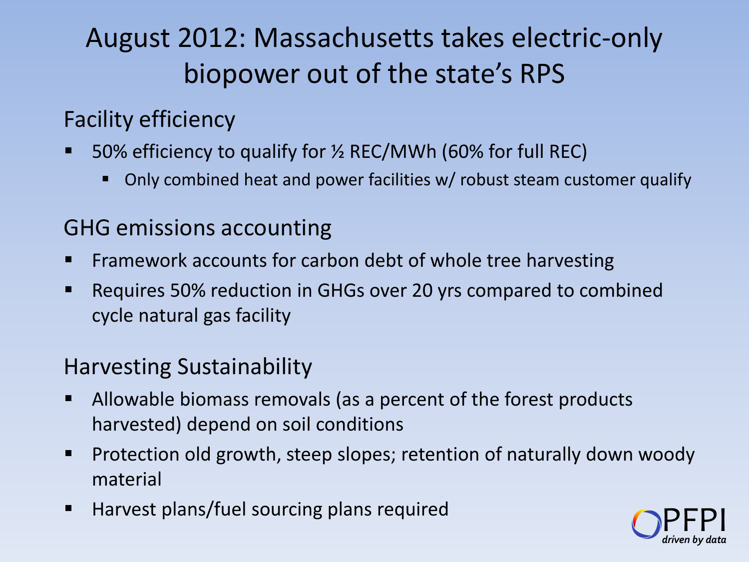# August 2012: Massachusetts takes electric-only biopower out of the state's RPS

## Facility efficiency

- 50% efficiency to qualify for ½ REC/MWh (60% for full REC)
  - Only combined heat and power facilities w/ robust steam customer qualify

## GHG emissions accounting

- Framework accounts for carbon debt of whole tree harvesting
- Requires 50% reduction in GHGs over 20 yrs compared to combined cycle natural gas facility

## Harvesting Sustainability

- Allowable biomass removals (as a percent of the forest products harvested) depend on soil conditions
- Protection old growth, steep slopes; retention of naturally down woody material
- Harvest plans/fuel sourcing plans required

PFPI *driven by data*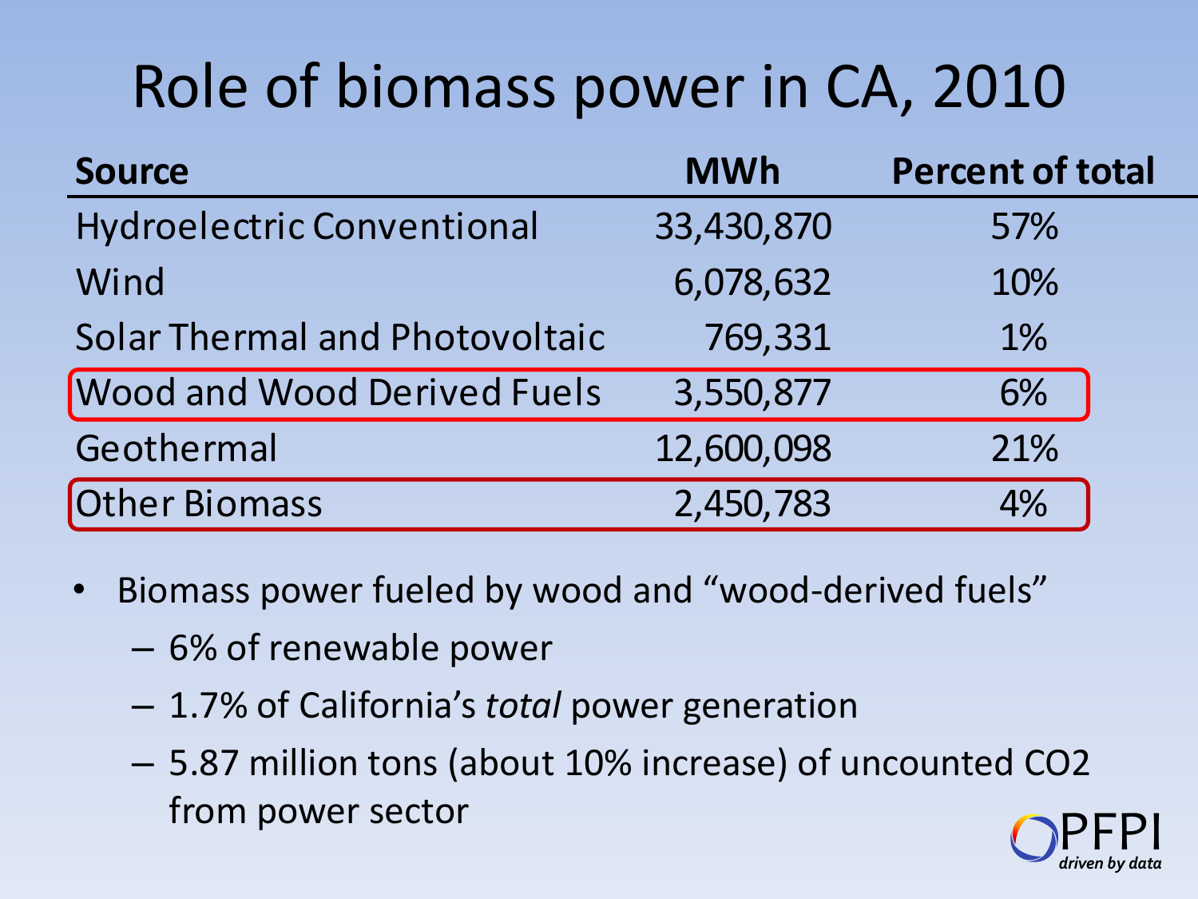# Role of biomass power in CA, 2010

| Source | MWh | Percent of total |
| --- | --- | --- |
| Hydroelectric Conventional | 33,430,870 | 57% |
| Wind | 6,078,632 | 10% |
| Solar Thermal and Photovoltaic | 769,331 | 1% |
| Wood and Wood Derived Fuels | 3,550,877 | 6% |
| Geothermal | 12,600,098 | 21% |
| Other Biomass | 2,450,783 | 4% |

- Biomass power fueled by wood and "wood-derived fuels"
  - 6% of renewable power
  - 1.7% of California's *total* power generation
  - 5.87 million tons (about 10% increase) of uncounted $CO_2$ from power sector

PFPI
*driven by data*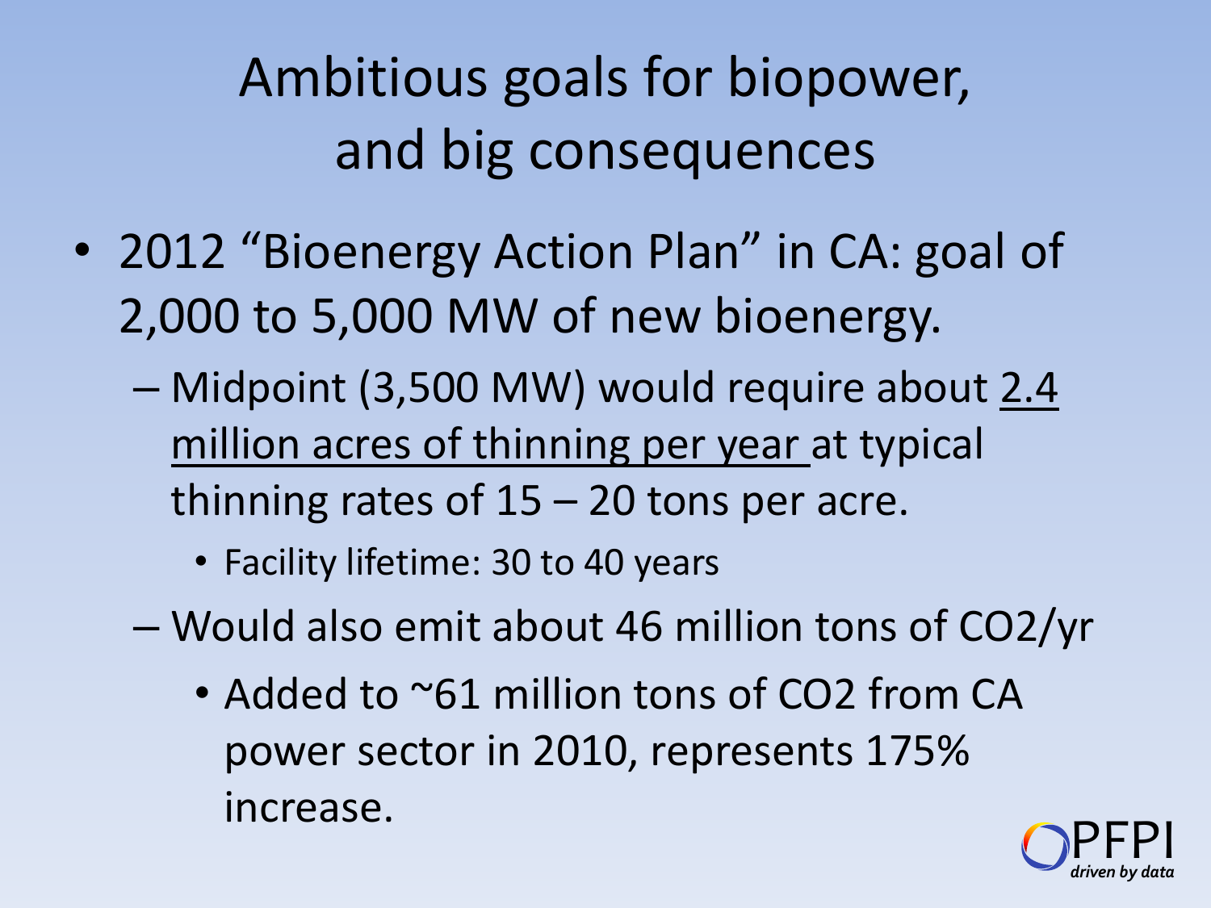# Ambitious goals for biopower, and big consequences

- 2012 "Bioenergy Action Plan" in CA: goal of 2,000 to 5,000 MW of new bioenergy.
  - Midpoint (3,500 MW) would require about 2.4 million acres of thinning per year at typical thinning rates of 15 – 20 tons per acre.
    - Facility lifetime: 30 to 40 years
  - Would also emit about 46 million tons of $CO_2$/yr
    - Added to ~61 million tons of $CO_2$ from CA power sector in 2010, represents 175% increase.

PFPI
*driven by data*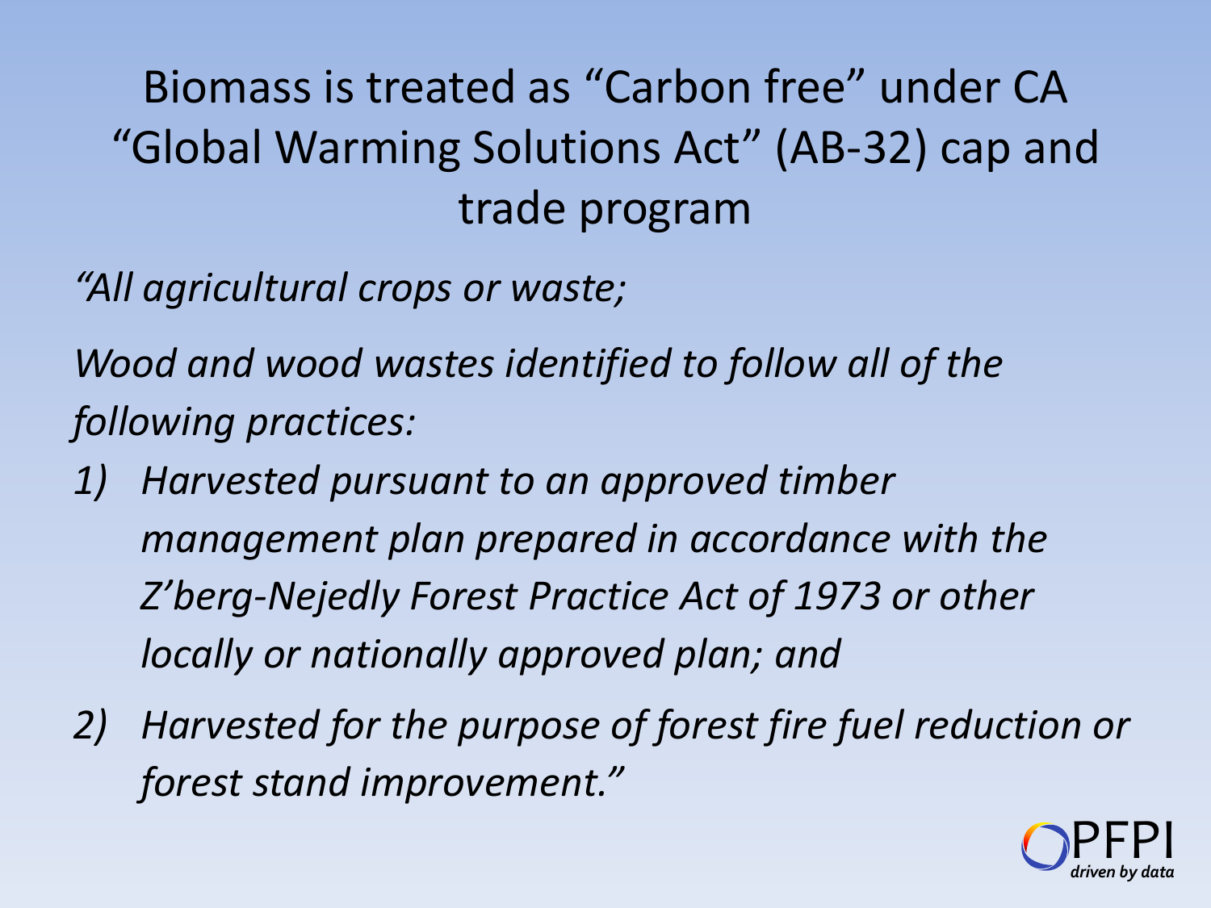# Biomass is treated as "Carbon free" under CA "Global Warming Solutions Act" (AB-32) cap and trade program

*"All agricultural crops or waste;*

*Wood and wood wastes identified to follow all of the following practices:*

1) *Harvested pursuant to an approved timber management plan prepared in accordance with the Z'berg-Nejedly Forest Practice Act of 1973 or other locally or nationally approved plan; and*
2) *Harvested for the purpose of forest fire fuel reduction or forest stand improvement."*

PFPI

*driven by data*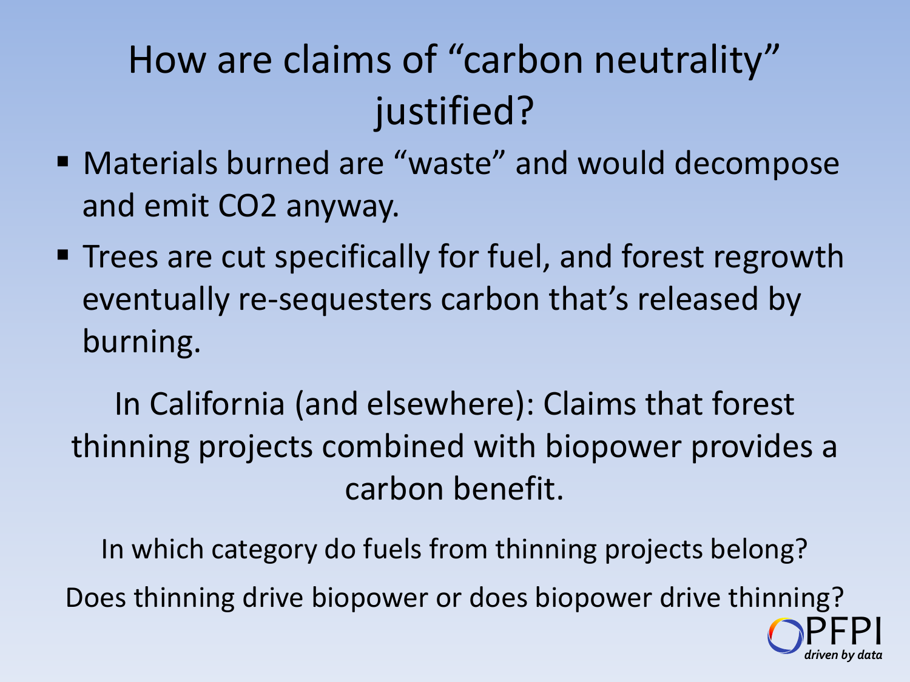# How are claims of "carbon neutrality" justified?

- Materials burned are "waste" and would decompose and emit CO2 anyway.
- Trees are cut specifically for fuel, and forest regrowth eventually re-sequesters carbon that's released by burning.

In California (and elsewhere): Claims that forest thinning projects combined with biopower provides a carbon benefit.

In which category do fuels from thinning projects belong?

Does thinning drive biopower or does biopower drive thinning?

PFPI
*driven by data*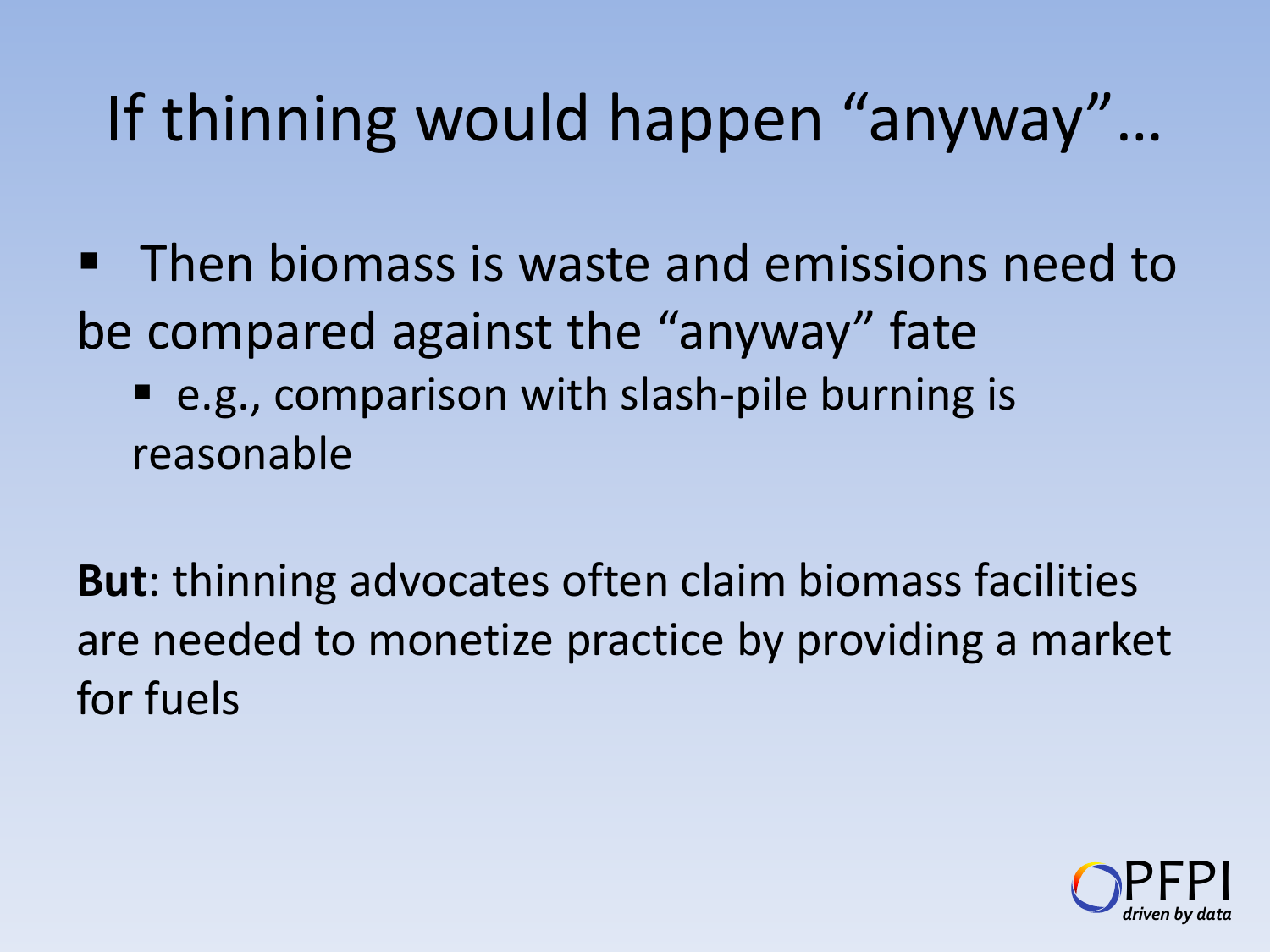# If thinning would happen "anyway"…

- Then biomass is waste and emissions need to be compared against the "anyway" fate
  - e.g., comparison with slash-pile burning is reasonable

**But**: thinning advocates often claim biomass facilities are needed to monetize practice by providing a market for fuels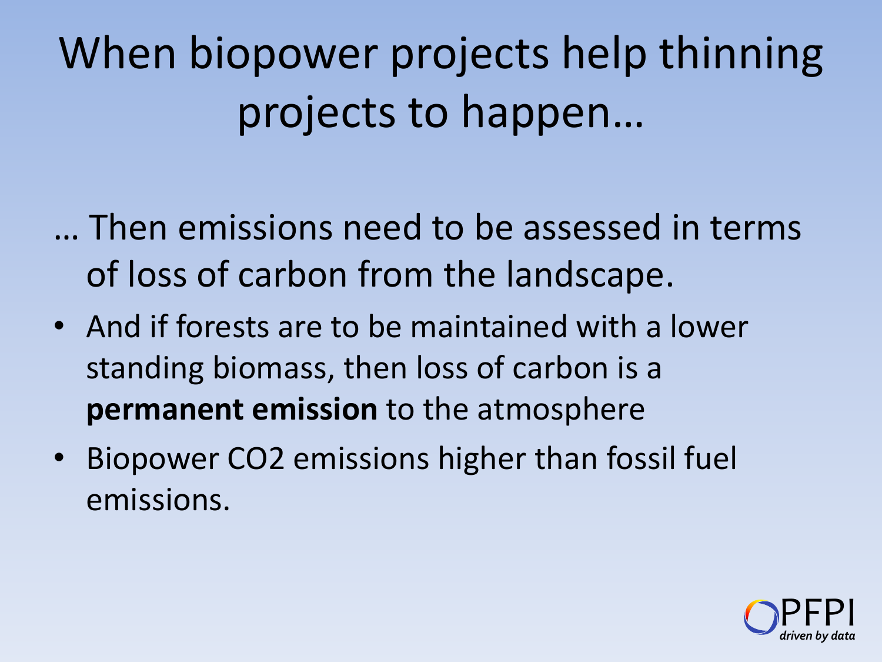# When biopower projects help thinning projects to happen…

… Then emissions need to be assessed in terms of loss of carbon from the landscape.

- And if forests are to be maintained with a lower standing biomass, then loss of carbon is a **permanent emission** to the atmosphere
- Biopower $CO_2$ emissions higher than fossil fuel emissions.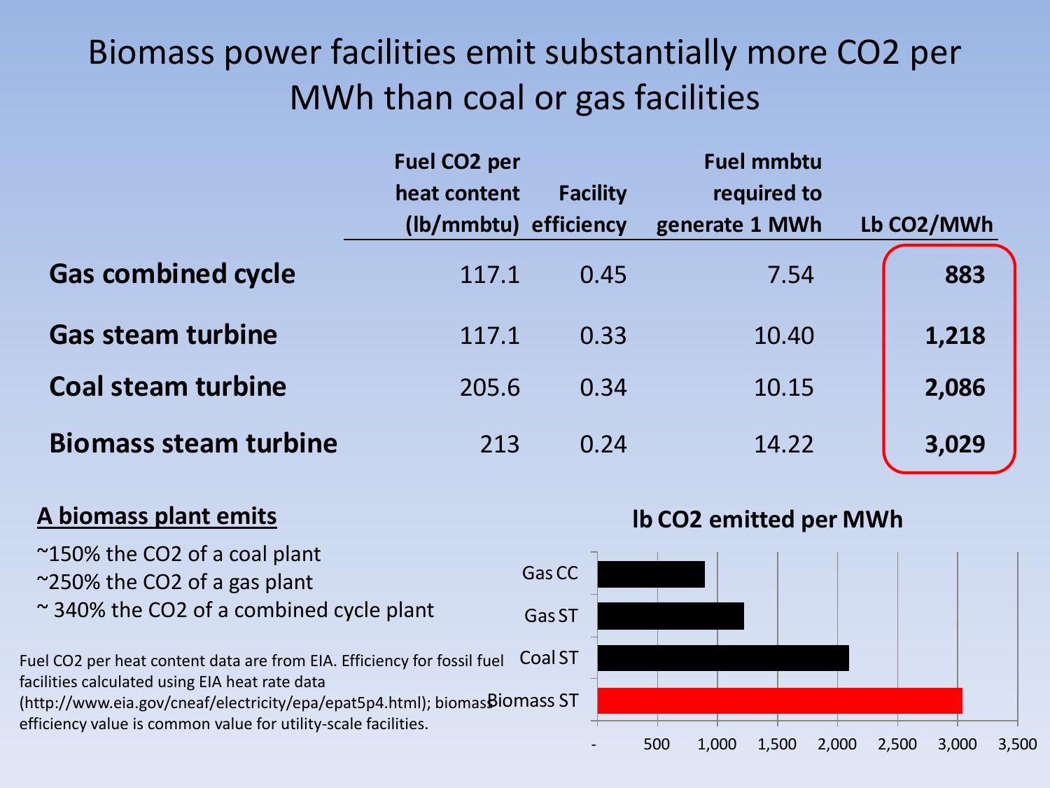# Biomass power facilities emit substantially more $CO_2$ per MWh than coal or gas facilities

| | Fuel $CO_2$ per heat content (lb/mmbtu) | Facility efficiency | Fuel mmbtu required to generate 1 MWh | Lb $CO_2$/MWh |
|---|---|---|---|---|
| **Gas combined cycle** | 117.1 | 0.45 | 7.54 | **883** |
| **Gas steam turbine** | 117.1 | 0.33 | 10.40 | **1,218** |
| **Coal steam turbine** | 205.6 | 0.34 | 10.15 | **2,086** |
| **Biomass steam turbine** | 213 | 0.24 | 14.22 | **3,029** |

**A biomass plant emits**

~150% the $CO_2$ of a coal plant
~250% the $CO_2$ of a gas plant
~ 340% the $CO_2$ of a combined cycle plant

Fuel $CO_2$ per heat content data are from EIA. Efficiency for fossil fuel facilities calculated using EIA heat rate data (http://www.eia.gov/cneaf/electricity/epa/epat5p4.html); biomass efficiency value is common value for utility-scale facilities.

**lb $CO_2$ emitted per MWh**

| | lb $CO_2$ emitted per MWh |
|---|---|
| Gas CC | 883 |
| Gas ST | 1,218 |
| Coal ST | 2,086 |
| Biomass ST | 3,029 |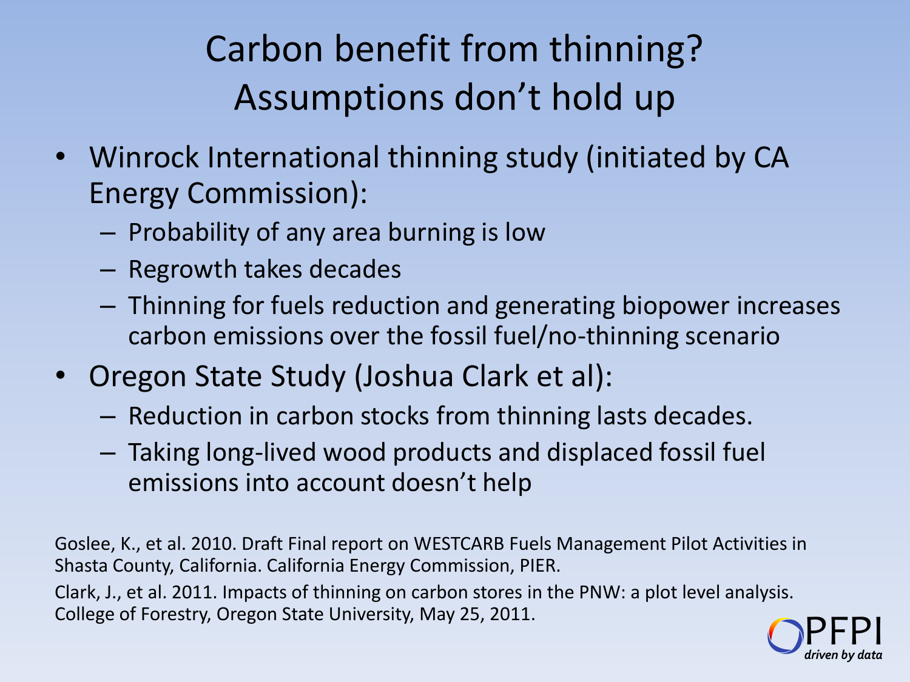# Carbon benefit from thinning? Assumptions don't hold up

- Winrock International thinning study (initiated by CA Energy Commission):
  - Probability of any area burning is low
  - Regrowth takes decades
  - Thinning for fuels reduction and generating biopower increases carbon emissions over the fossil fuel/no-thinning scenario
- Oregon State Study (Joshua Clark et al):
  - Reduction in carbon stocks from thinning lasts decades.
  - Taking long-lived wood products and displaced fossil fuel emissions into account doesn't help

Goslee, K., et al. 2010. Draft Final report on WESTCARB Fuels Management Pilot Activities in Shasta County, California. California Energy Commission, PIER.

Clark, J., et al. 2011. Impacts of thinning on carbon stores in the PNW: a plot level analysis. College of Forestry, Oregon State University, May 25, 2011.

PFPI *driven by data*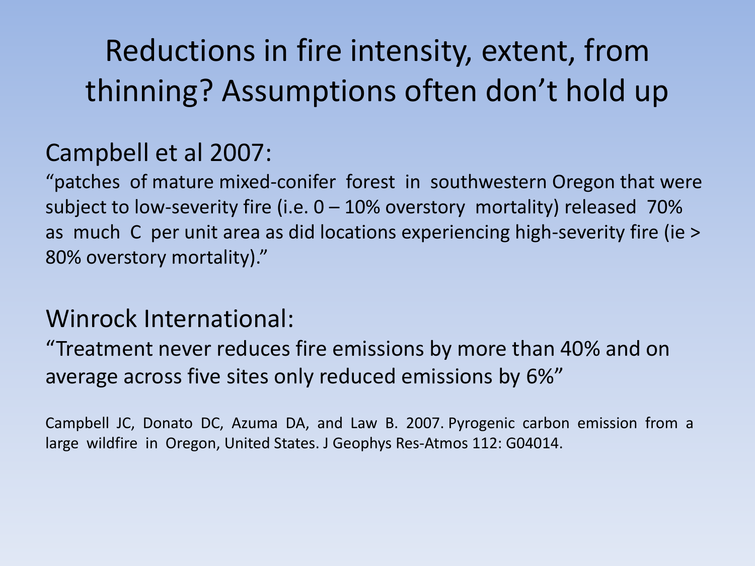# Reductions in fire intensity, extent, from thinning? Assumptions often don't hold up

## Campbell et al 2007:

"patches of mature mixed-conifer forest in southwestern Oregon that were subject to low-severity fire (i.e. 0 – 10% overstory mortality) released 70% as much C per unit area as did locations experiencing high-severity fire (ie > 80% overstory mortality)."

## Winrock International:

"Treatment never reduces fire emissions by more than 40% and on average across five sites only reduced emissions by 6%"

Campbell JC, Donato DC, Azuma DA, and Law B. 2007. Pyrogenic carbon emission from a large wildfire in Oregon, United States. J Geophys Res-Atmos 112: G04014.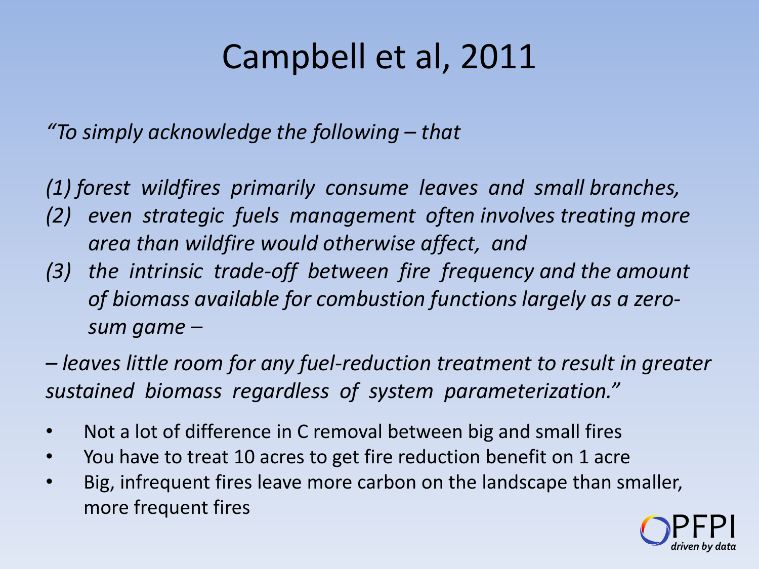# Campbell et al, 2011

*"To simply acknowledge the following – that*

*(1) forest wildfires primarily consume leaves and small branches,*
*(2) even strategic fuels management often involves treating more area than wildfire would otherwise affect, and*
*(3) the intrinsic trade-off between fire frequency and the amount of biomass available for combustion functions largely as a zero-sum game –*

*– leaves little room for any fuel-reduction treatment to result in greater sustained biomass regardless of system parameterization."*

- Not a lot of difference in C removal between big and small fires
- You have to treat 10 acres to get fire reduction benefit on 1 acre
- Big, infrequent fires leave more carbon on the landscape than smaller, more frequent fires

PFPI
*driven by data*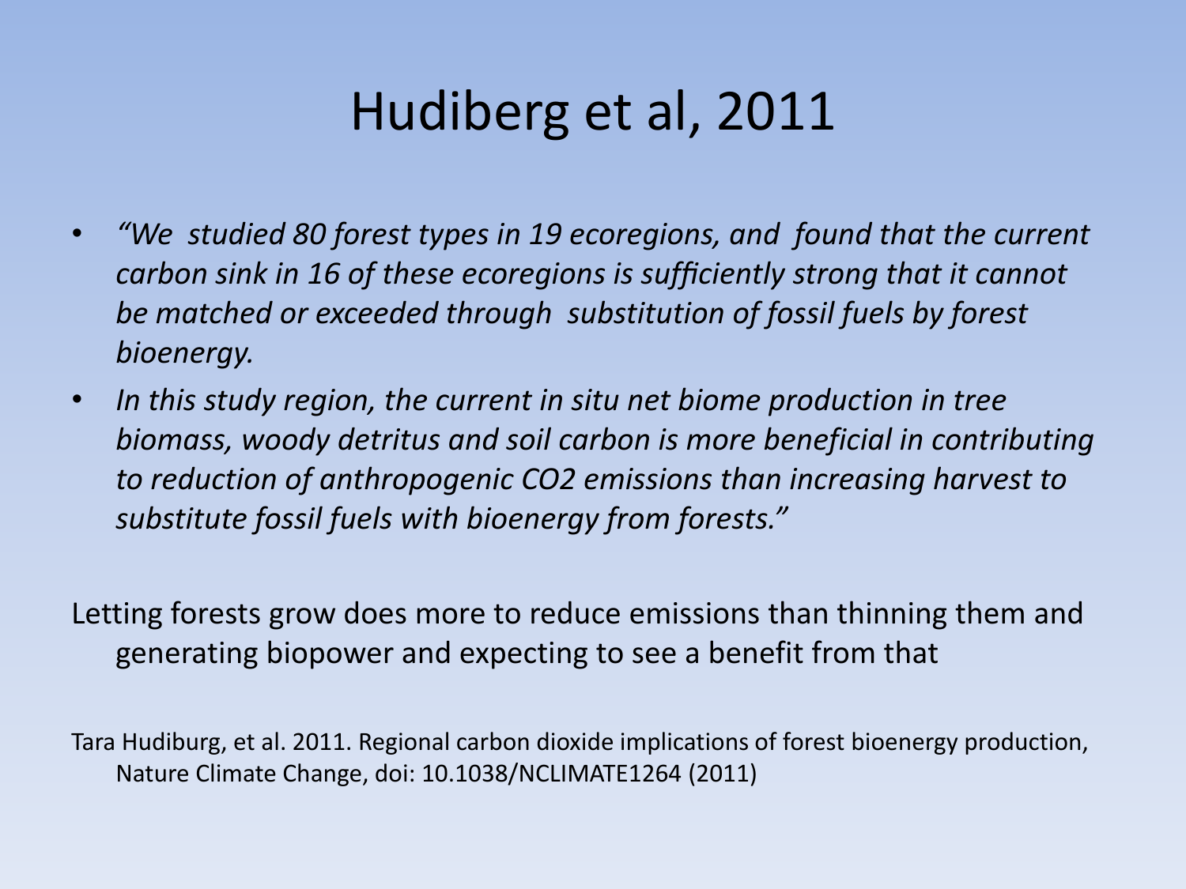# Hudiberg et al, 2011

- *"We studied 80 forest types in 19 ecoregions, and found that the current carbon sink in 16 of these ecoregions is sufficiently strong that it cannot be matched or exceeded through substitution of fossil fuels by forest bioenergy.*
- *In this study region, the current in situ net biome production in tree biomass, woody detritus and soil carbon is more beneficial in contributing to reduction of anthropogenic CO2 emissions than increasing harvest to substitute fossil fuels with bioenergy from forests."*

Letting forests grow does more to reduce emissions than thinning them and generating biopower and expecting to see a benefit from that

Tara Hudiburg, et al. 2011. Regional carbon dioxide implications of forest bioenergy production, Nature Climate Change, doi: 10.1038/NCLIMATE1264 (2011)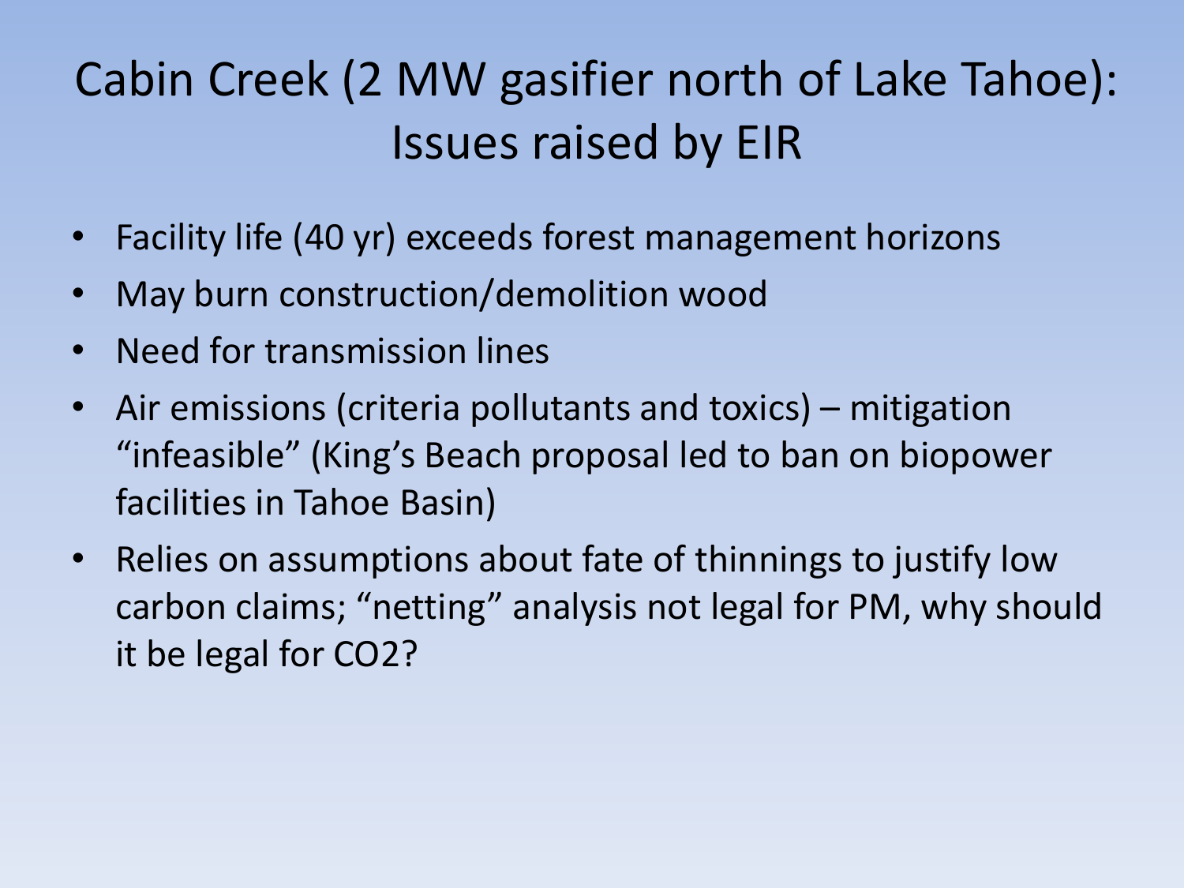# Cabin Creek (2 MW gasifier north of Lake Tahoe): Issues raised by EIR

- Facility life (40 yr) exceeds forest management horizons
- May burn construction/demolition wood
- Need for transmission lines
- Air emissions (criteria pollutants and toxics) – mitigation "infeasible" (King's Beach proposal led to ban on biopower facilities in Tahoe Basin)
- Relies on assumptions about fate of thinnings to justify low carbon claims; "netting" analysis not legal for PM, why should it be legal for $CO_2$?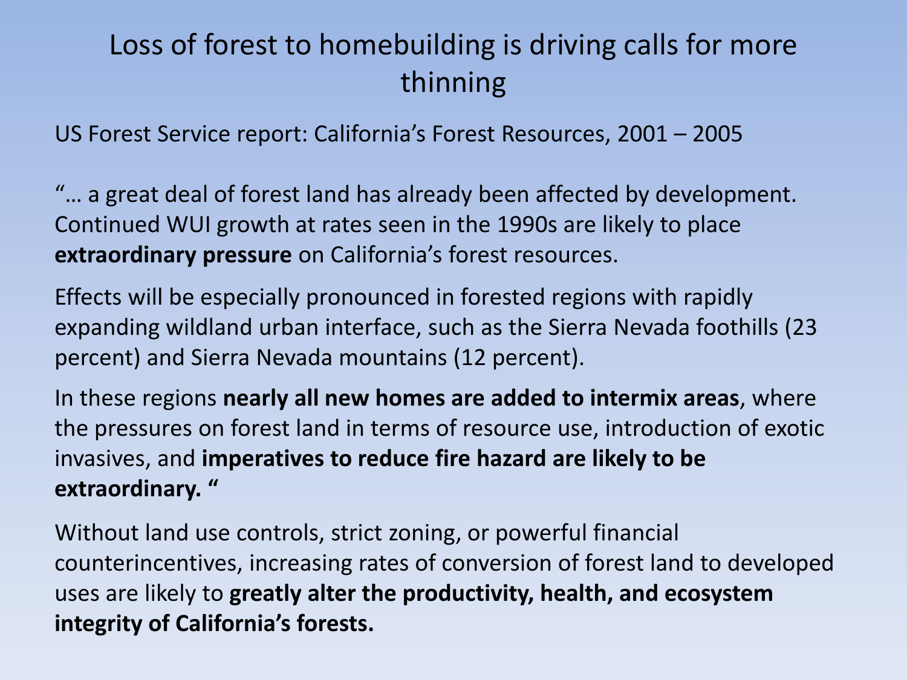# Loss of forest to homebuilding is driving calls for more thinning

US Forest Service report: California's Forest Resources, 2001 – 2005

"… a great deal of forest land has already been affected by development. Continued WUI growth at rates seen in the 1990s are likely to place **extraordinary pressure** on California's forest resources.

Effects will be especially pronounced in forested regions with rapidly expanding wildland urban interface, such as the Sierra Nevada foothills (23 percent) and Sierra Nevada mountains (12 percent).

In these regions **nearly all new homes are added to intermix areas**, where the pressures on forest land in terms of resource use, introduction of exotic invasives, and **imperatives to reduce fire hazard are likely to be extraordinary. "**

Without land use controls, strict zoning, or powerful financial counterincentives, increasing rates of conversion of forest land to developed uses are likely to **greatly alter the productivity, health, and ecosystem integrity of California's forests.**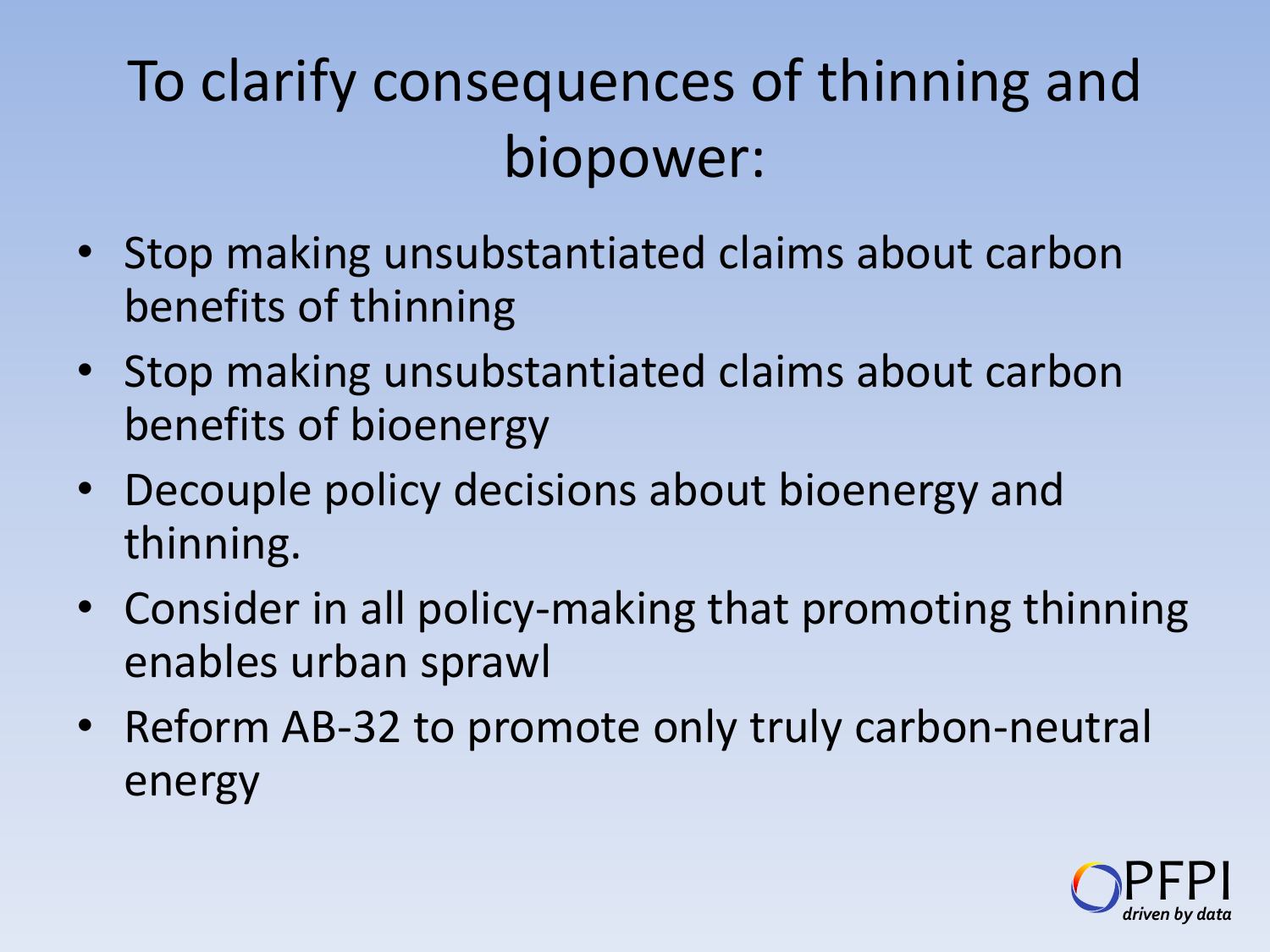# To clarify consequences of thinning and biopower:

- Stop making unsubstantiated claims about carbon benefits of thinning
- Stop making unsubstantiated claims about carbon benefits of bioenergy
- Decouple policy decisions about bioenergy and thinning.
- Consider in all policy-making that promoting thinning enables urban sprawl
- Reform AB-32 to promote only truly carbon-neutral energy

PFPI
*driven by data*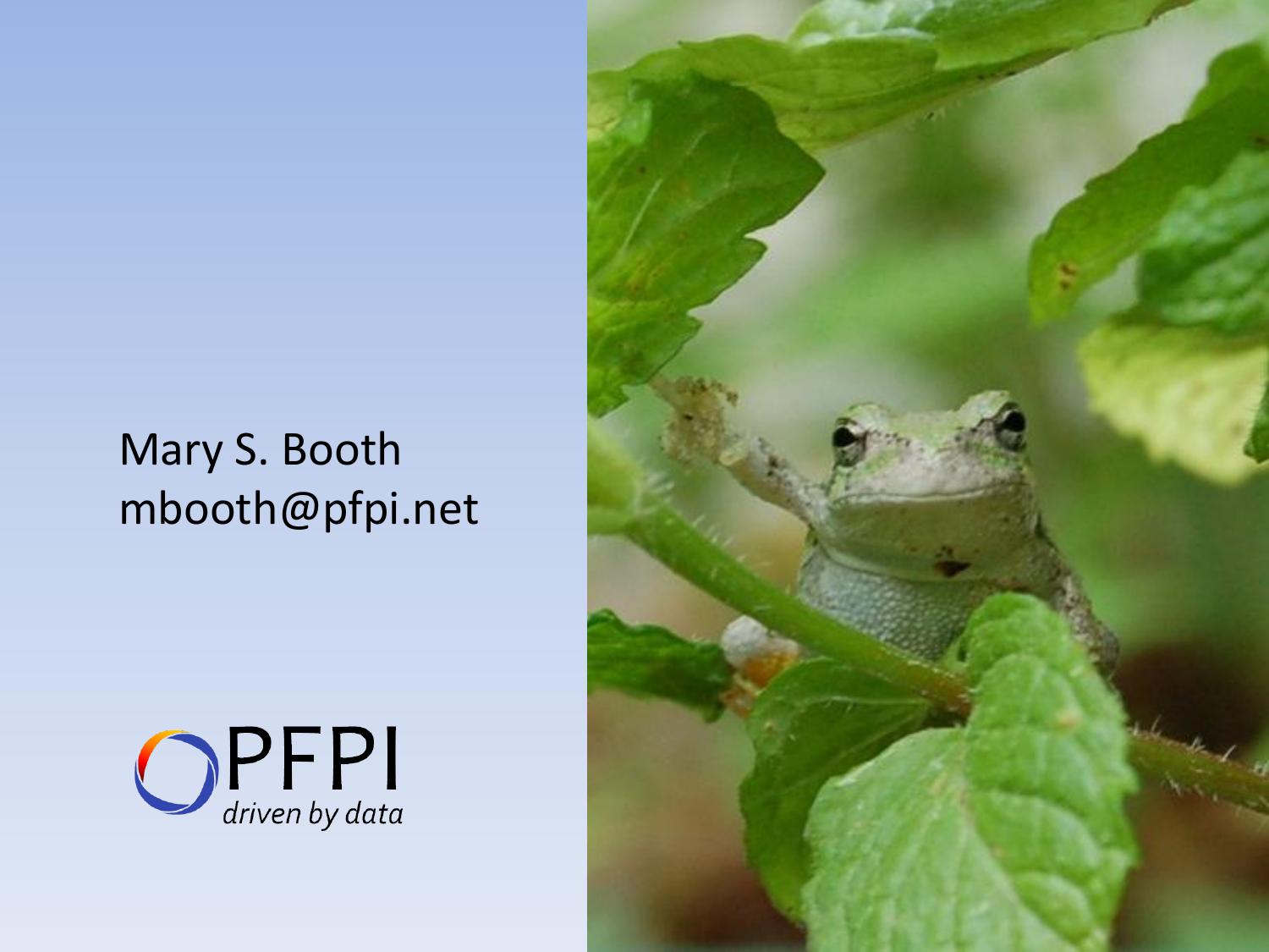Mary S. Booth
mbooth@pfpi.net

PFPI
*driven by data*